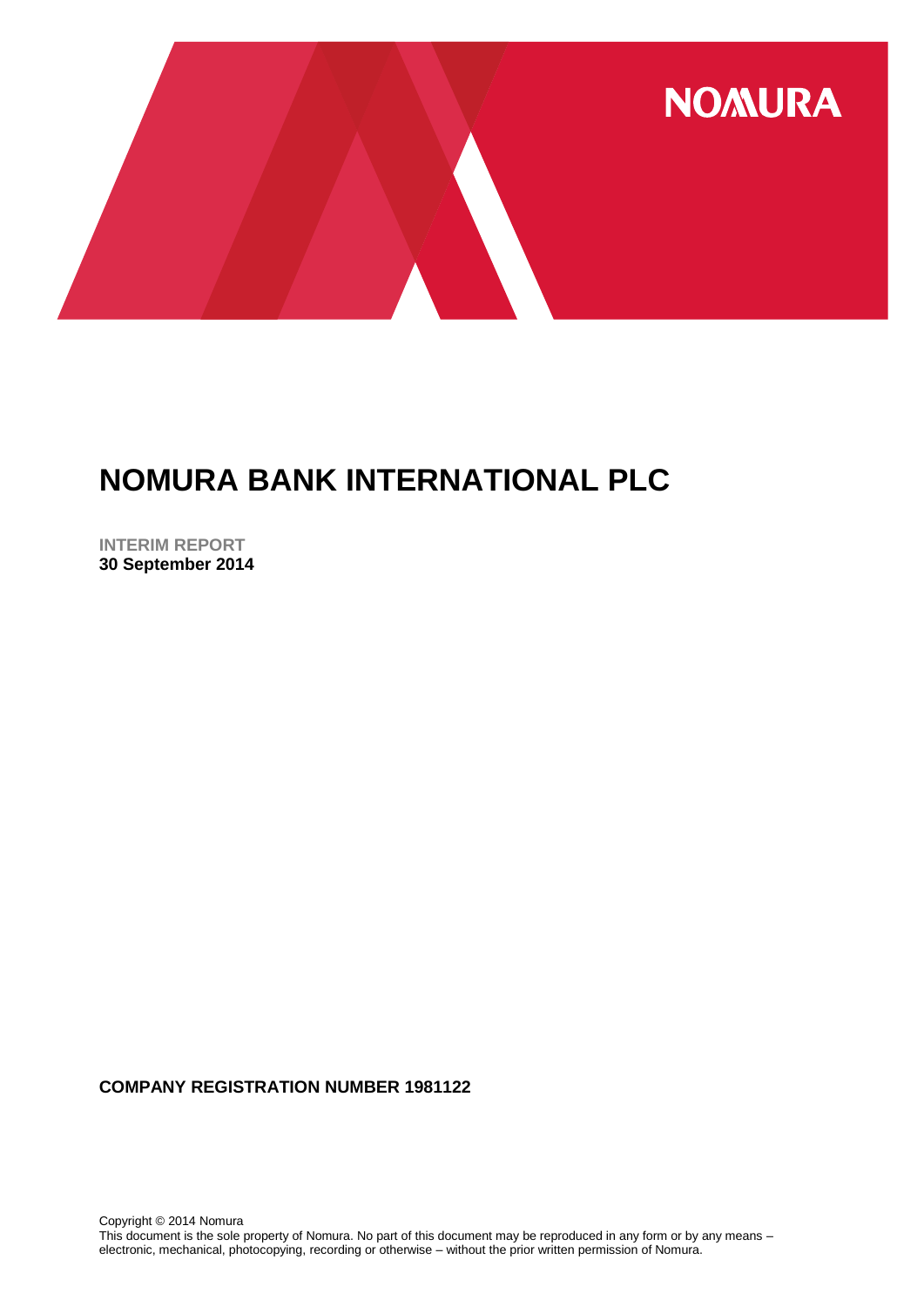NOMURA

# NOMURA BANK INTERNATIONAL PLC

**INTERIM REPORT**
**30 September 2014**

**COMPANY REGISTRATION NUMBER 1981122**

Copyright © 2014 Nomura
This document is the sole property of Nomura. No part of this document may be reproduced in any form or by any means – electronic, mechanical, photocopying, recording or otherwise – without the prior written permission of Nomura.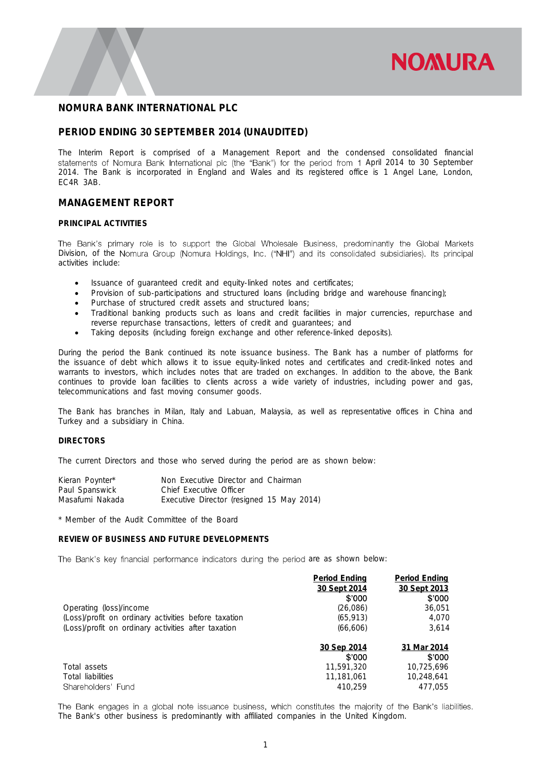# NOMURA BANK INTERNATIONAL PLC

## PERIOD ENDING 30 SEPTEMBER 2014 (UNAUDITED)

The Interim Report is comprised of a Management Report and the condensed consolidated financial statements of Nomura Bank International plc (the "Bank") for the period from 1 April 2014 to 30 September 2014. The Bank is incorporated in England and Wales and its registered office is 1 Angel Lane, London, EC4R 3AB.

## MANAGEMENT REPORT

### PRINCIPAL ACTIVITIES

The Bank's primary role is to support the Global Wholesale Business, predominantly the Global Markets Division, of the Nomura Group (Nomura Holdings, Inc. ("NHI") and its consolidated subsidiaries). Its principal activities include:

- Issuance of guaranteed credit and equity-linked notes and certificates;
- Provision of sub-participations and structured loans (including bridge and warehouse financing);
- Purchase of structured credit assets and structured loans;
- Traditional banking products such as loans and credit facilities in major currencies, repurchase and reverse repurchase transactions, letters of credit and guarantees; and
- Taking deposits (including foreign exchange and other reference-linked deposits).

During the period the Bank continued its note issuance business. The Bank has a number of platforms for the issuance of debt which allows it to issue equity-linked notes and certificates and credit-linked notes and warrants to investors, which includes notes that are traded on exchanges. In addition to the above, the Bank continues to provide loan facilities to clients across a wide variety of industries, including power and gas, telecommunications and fast moving consumer goods.

The Bank has branches in Milan, Italy and Labuan, Malaysia, as well as representative offices in China and Turkey and a subsidiary in China.

### DIRECTORS

The current Directors and those who served during the period are as shown below:

| | |
|---|---|
| Kieran Poynter* | Non Executive Director and Chairman |
| Paul Spanswick | Chief Executive Officer |
| Masafumi Nakada | Executive Director (resigned 15 May 2014) |

\* Member of the Audit Committee of the Board

### REVIEW OF BUSINESS AND FUTURE DEVELOPMENTS

The Bank's key financial performance indicators during the period are as shown below:

| | Period Ending 30 Sept 2014 | Period Ending 30 Sept 2013 |
|---|---|---|
| | $'000 | $'000 |
| Operating (loss)/income | (26,086) | 36,051 |
| (Loss)/profit on ordinary activities before taxation | (65,913) | 4,070 |
| (Loss)/profit on ordinary activities after taxation | (66,606) | 3,614 |
| | **30 Sep 2014** | **31 Mar 2014** |
| | $'000 | $'000 |
| Total assets | 11,591,320 | 10,725,696 |
| Total liabilities | 11,181,061 | 10,248,641 |
| Shareholders' Fund | 410,259 | 477,055 |

The Bank engages in a global note issuance business, which constitutes the majority of the Bank's liabilities. The Bank's other business is predominantly with affiliated companies in the United Kingdom.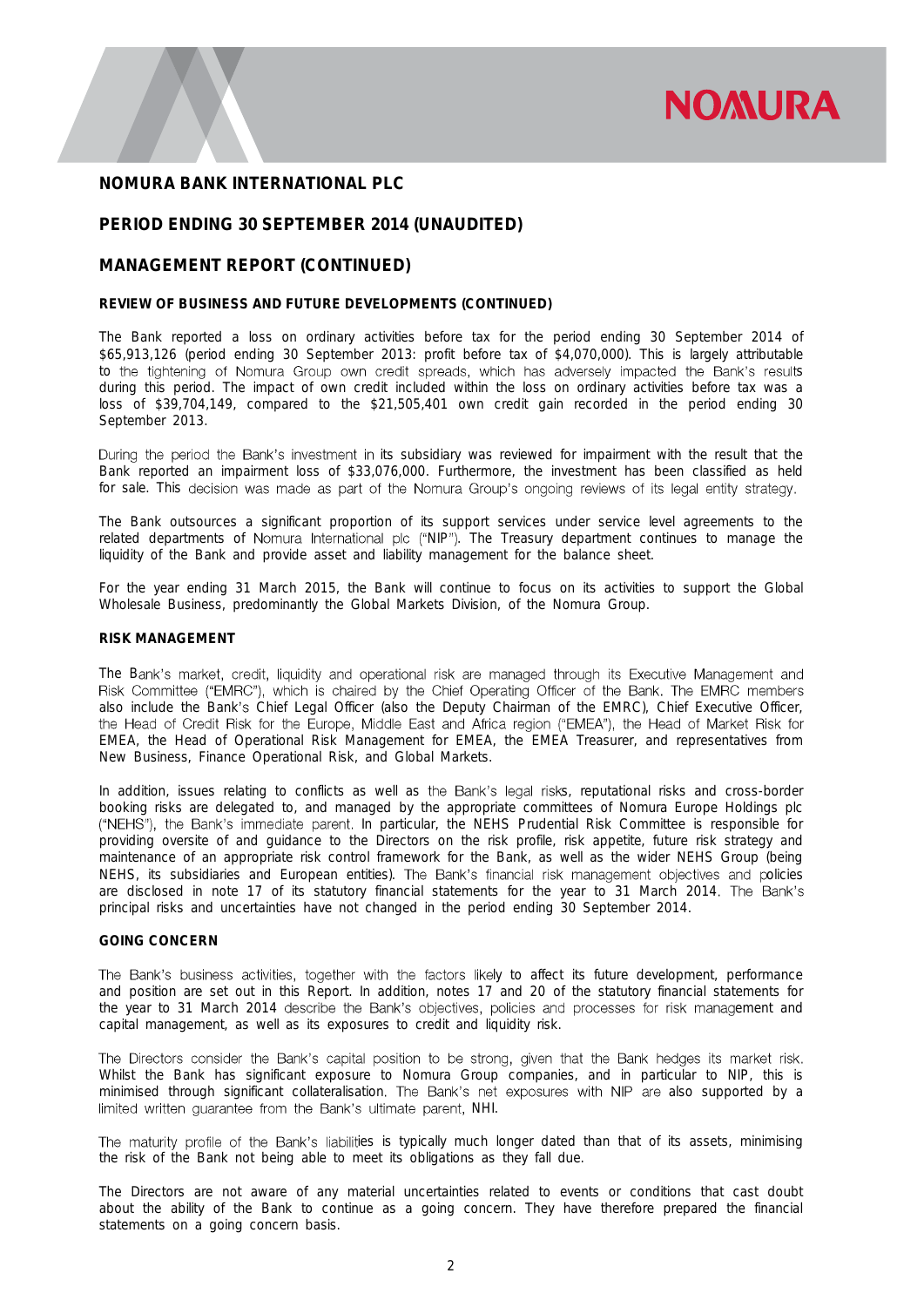# NOMURA BANK INTERNATIONAL PLC

## PERIOD ENDING 30 SEPTEMBER 2014 (UNAUDITED)

## MANAGEMENT REPORT (CONTINUED)

### REVIEW OF BUSINESS AND FUTURE DEVELOPMENTS (CONTINUED)

The Bank reported a loss on ordinary activities before tax for the period ending 30 September 2014 of $65,913,126 (period ending 30 September 2013: profit before tax of $4,070,000). This is largely attributable to the tightening of Nomura Group own credit spreads, which has adversely impacted the Bank's results during this period. The impact of own credit included within the loss on ordinary activities before tax was a loss of $39,704,149, compared to the $21,505,401 own credit gain recorded in the period ending 30 September 2013.

During the period the Bank's investment in its subsidiary was reviewed for impairment with the result that the Bank reported an impairment loss of $33,076,000. Furthermore, the investment has been classified as held for sale. This decision was made as part of the Nomura Group's ongoing reviews of its legal entity strategy.

The Bank outsources a significant proportion of its support services under service level agreements to the related departments of Nomura International plc ("NIP"). The Treasury department continues to manage the liquidity of the Bank and provide asset and liability management for the balance sheet.

For the year ending 31 March 2015, the Bank will continue to focus on its activities to support the Global Wholesale Business, predominantly the Global Markets Division, of the Nomura Group.

### RISK MANAGEMENT

The Bank's market, credit, liquidity and operational risk are managed through its Executive Management and Risk Committee ("EMRC"), which is chaired by the Chief Operating Officer of the Bank. The EMRC members also include the Bank's Chief Legal Officer (also the Deputy Chairman of the EMRC), Chief Executive Officer, the Head of Credit Risk for the Europe, Middle East and Africa region ("EMEA"), the Head of Market Risk for EMEA, the Head of Operational Risk Management for EMEA, the EMEA Treasurer, and representatives from New Business, Finance Operational Risk, and Global Markets.

In addition, issues relating to conflicts as well as the Bank's legal risks, reputational risks and cross-border booking risks are delegated to, and managed by the appropriate committees of Nomura Europe Holdings plc ("NEHS"), the Bank's immediate parent. In particular, the NEHS Prudential Risk Committee is responsible for providing oversite of and guidance to the Directors on the risk profile, risk appetite, future risk strategy and maintenance of an appropriate risk control framework for the Bank, as well as the wider NEHS Group (being NEHS, its subsidiaries and European entities). The Bank's financial risk management objectives and policies are disclosed in note 17 of its statutory financial statements for the year to 31 March 2014. The Bank's principal risks and uncertainties have not changed in the period ending 30 September 2014.

### GOING CONCERN

The Bank's business activities, together with the factors likely to affect its future development, performance and position are set out in this Report. In addition, notes 17 and 20 of the statutory financial statements for the year to 31 March 2014 describe the Bank's objectives, policies and processes for risk management and capital management, as well as its exposures to credit and liquidity risk.

The Directors consider the Bank's capital position to be strong, given that the Bank hedges its market risk. Whilst the Bank has significant exposure to Nomura Group companies, and in particular to NIP, this is minimised through significant collateralisation. The Bank's net exposures with NIP are also supported by a limited written guarantee from the Bank's ultimate parent, NHI.

The maturity profile of the Bank's liabilities is typically much longer dated than that of its assets, minimising the risk of the Bank not being able to meet its obligations as they fall due.

The Directors are not aware of any material uncertainties related to events or conditions that cast doubt about the ability of the Bank to continue as a going concern. They have therefore prepared the financial statements on a going concern basis.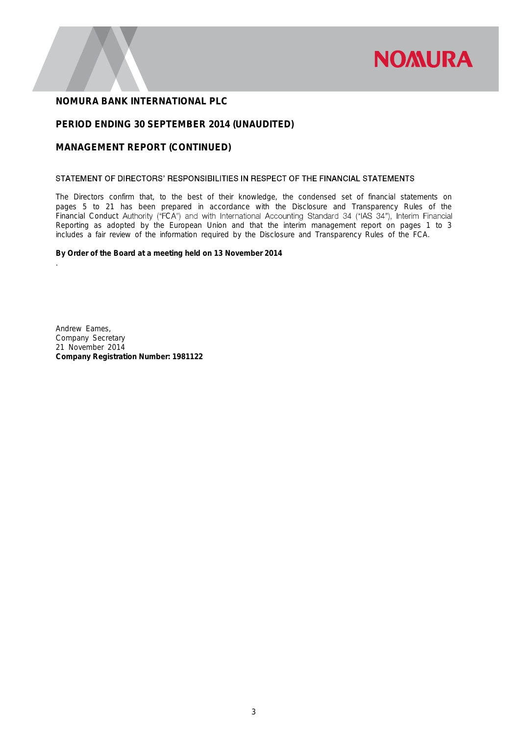**NOMURA BANK INTERNATIONAL PLC**

**PERIOD ENDING 30 SEPTEMBER 2014 (UNAUDITED)**

**MANAGEMENT REPORT (CONTINUED)**

STATEMENT OF DIRECTORS' RESPONSIBILITIES IN RESPECT OF THE FINANCIAL STATEMENTS

The Directors confirm that, to the best of their knowledge, the condensed set of financial statements on pages 5 to 21 has been prepared in accordance with the Disclosure and Transparency Rules of the Financial Conduct Authority ("FCA") and with International Accounting Standard 34 ("IAS 34"), Interim Financial Reporting as adopted by the European Union and that the interim management report on pages 1 to 3 includes a fair review of the information required by the Disclosure and Transparency Rules of the FCA.

**By Order of the Board at a meeting held on 13 November 2014**

.

Andrew Eames,
Company Secretary
21 November 2014
**Company Registration Number: 1981122**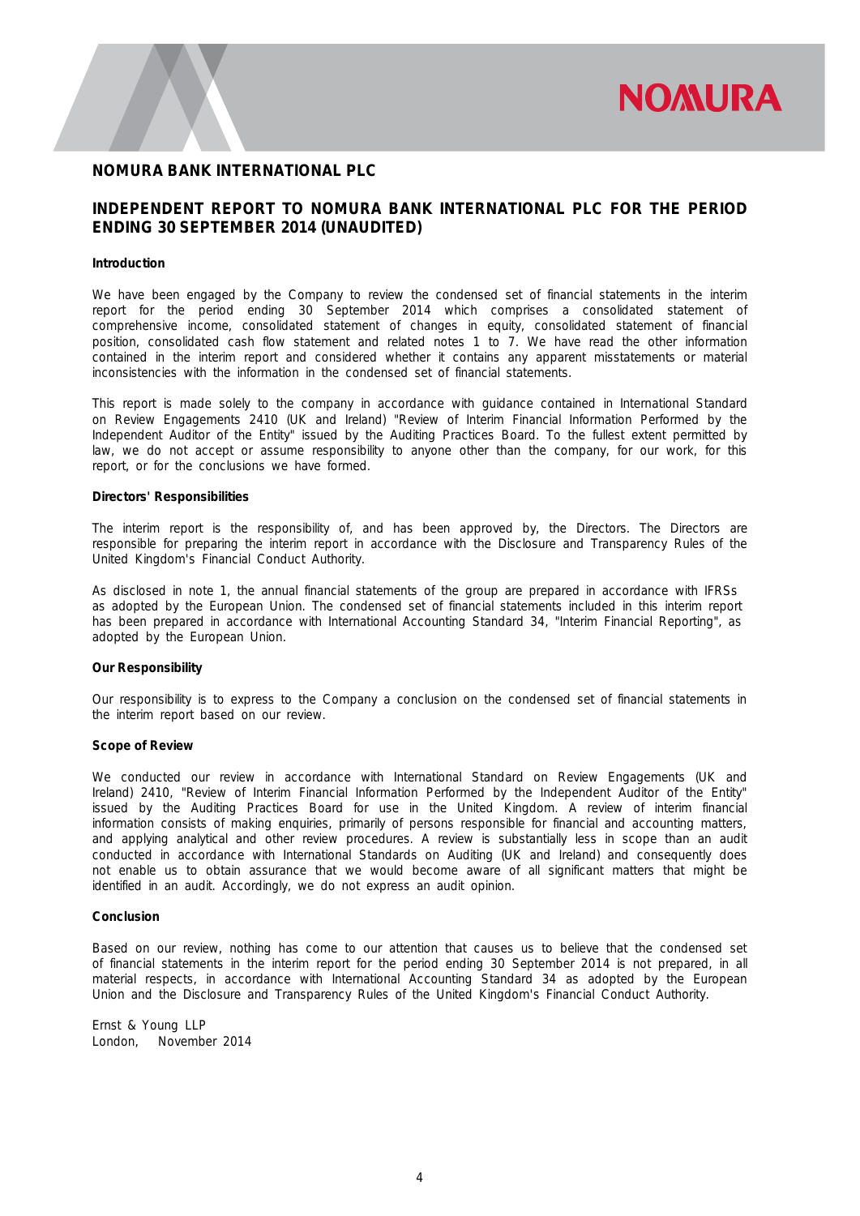## NOMURA BANK INTERNATIONAL PLC

## INDEPENDENT REPORT TO NOMURA BANK INTERNATIONAL PLC FOR THE PERIOD ENDING 30 SEPTEMBER 2014 (UNAUDITED)

**Introduction**

We have been engaged by the Company to review the condensed set of financial statements in the interim report for the period ending 30 September 2014 which comprises a consolidated statement of comprehensive income, consolidated statement of changes in equity, consolidated statement of financial position, consolidated cash flow statement and related notes 1 to 7. We have read the other information contained in the interim report and considered whether it contains any apparent misstatements or material inconsistencies with the information in the condensed set of financial statements.

This report is made solely to the company in accordance with guidance contained in International Standard on Review Engagements 2410 (UK and Ireland) "Review of Interim Financial Information Performed by the Independent Auditor of the Entity" issued by the Auditing Practices Board. To the fullest extent permitted by law, we do not accept or assume responsibility to anyone other than the company, for our work, for this report, or for the conclusions we have formed.

**Directors' Responsibilities**

The interim report is the responsibility of, and has been approved by, the Directors. The Directors are responsible for preparing the interim report in accordance with the Disclosure and Transparency Rules of the United Kingdom's Financial Conduct Authority.

As disclosed in note 1, the annual financial statements of the group are prepared in accordance with IFRSs as adopted by the European Union. The condensed set of financial statements included in this interim report has been prepared in accordance with International Accounting Standard 34, "Interim Financial Reporting", as adopted by the European Union.

**Our Responsibility**

Our responsibility is to express to the Company a conclusion on the condensed set of financial statements in the interim report based on our review.

**Scope of Review**

We conducted our review in accordance with International Standard on Review Engagements (UK and Ireland) 2410, "Review of Interim Financial Information Performed by the Independent Auditor of the Entity" issued by the Auditing Practices Board for use in the United Kingdom. A review of interim financial information consists of making enquiries, primarily of persons responsible for financial and accounting matters, and applying analytical and other review procedures. A review is substantially less in scope than an audit conducted in accordance with International Standards on Auditing (UK and Ireland) and consequently does not enable us to obtain assurance that we would become aware of all significant matters that might be identified in an audit. Accordingly, we do not express an audit opinion.

**Conclusion**

Based on our review, nothing has come to our attention that causes us to believe that the condensed set of financial statements in the interim report for the period ending 30 September 2014 is not prepared, in all material respects, in accordance with International Accounting Standard 34 as adopted by the European Union and the Disclosure and Transparency Rules of the United Kingdom's Financial Conduct Authority.

Ernst & Young LLP
London, November 2014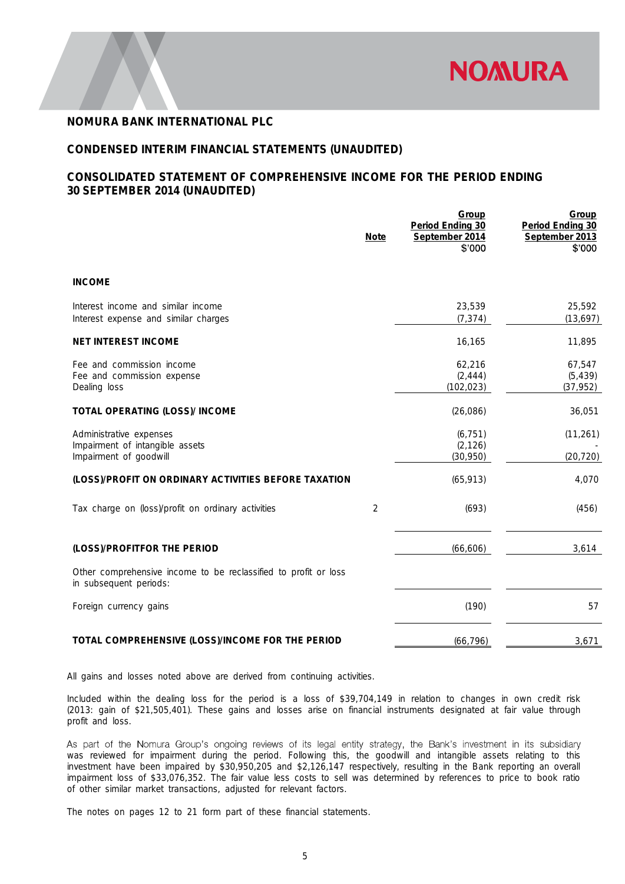## NOMURA BANK INTERNATIONAL PLC

## CONDENSED INTERIM FINANCIAL STATEMENTS (UNAUDITED)

## CONSOLIDATED STATEMENT OF COMPREHENSIVE INCOME FOR THE PERIOD ENDING 30 SEPTEMBER 2014 (UNAUDITED)

| | Note | Group Period Ending 30 September 2014 $'000 | Group Period Ending 30 September 2013 $'000 |
|---|---|---|---|
| **INCOME** | | | |
| Interest income and similar income | | 23,539 | 25,592 |
| Interest expense and similar charges | | (7,374) | (13,697) |
| **NET INTEREST INCOME** | | 16,165 | 11,895 |
| Fee and commission income | | 62,216 | 67,547 |
| Fee and commission expense | | (2,444) | (5,439) |
| Dealing loss | | (102,023) | (37,952) |
| **TOTAL OPERATING (LOSS)/ INCOME** | | (26,086) | 36,051 |
| Administrative expenses | | (6,751) | (11,261) |
| Impairment of intangible assets | | (2,126) | - |
| Impairment of goodwill | | (30,950) | (20,720) |
| **(LOSS)/PROFIT ON ORDINARY ACTIVITIES BEFORE TAXATION** | | (65,913) | 4,070 |
| Tax charge on (loss)/profit on ordinary activities | 2 | (693) | (456) |
| **(LOSS)/PROFITFOR THE PERIOD** | | (66,606) | 3,614 |
| Other comprehensive income to be reclassified to profit or loss in subsequent periods: | | | |
| Foreign currency gains | | (190) | 57 |
| **TOTAL COMPREHENSIVE (LOSS)/INCOME FOR THE PERIOD** | | (66,796) | 3,671 |

All gains and losses noted above are derived from continuing activities.

Included within the dealing loss for the period is a loss of $39,704,149 in relation to changes in own credit risk (2013: gain of $21,505,401). These gains and losses arise on financial instruments designated at fair value through profit and loss.

As part of the Nomura Group's ongoing reviews of its legal entity strategy, the Bank's investment in its subsidiary was reviewed for impairment during the period. Following this, the goodwill and intangible assets relating to this investment have been impaired by $30,950,205 and $2,126,147 respectively, resulting in the Bank reporting an overall impairment loss of $33,076,352. The fair value less costs to sell was determined by references to price to book ratio of other similar market transactions, adjusted for relevant factors.

The notes on pages 12 to 21 form part of these financial statements.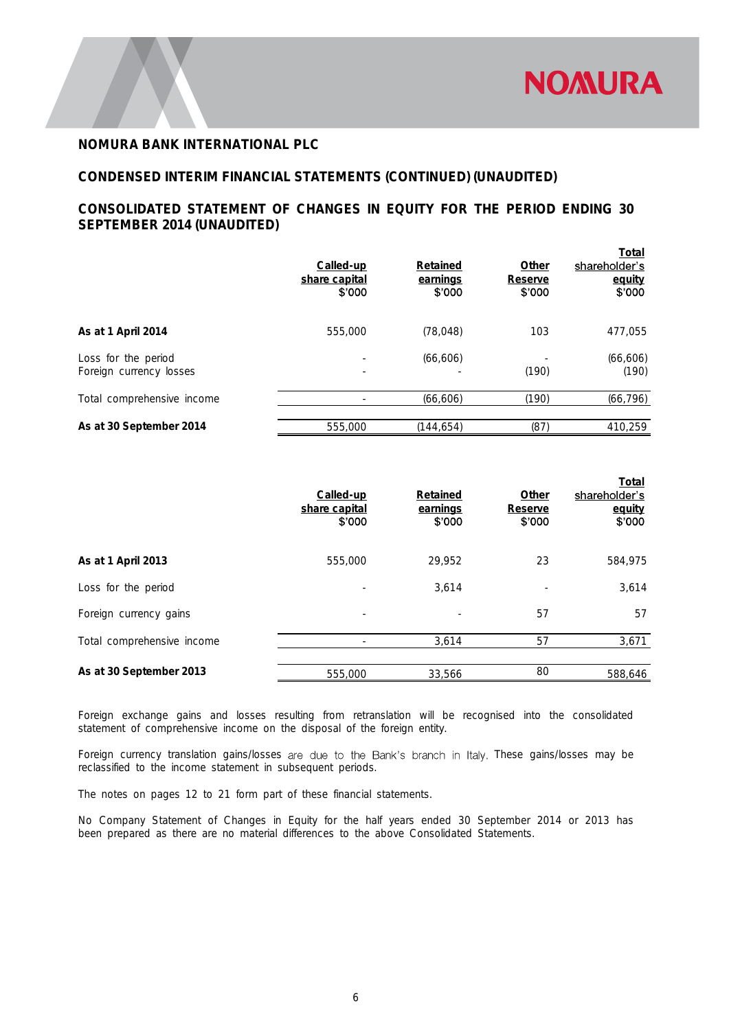**NOMURA BANK INTERNATIONAL PLC**

**CONDENSED INTERIM FINANCIAL STATEMENTS (CONTINUED) (UNAUDITED)**

**CONSOLIDATED STATEMENT OF CHANGES IN EQUITY FOR THE PERIOD ENDING 30 SEPTEMBER 2014 (UNAUDITED)**

| | Called-up share capital $'000 | Retained earnings $'000 | Other Reserve $'000 | Total shareholder's equity $'000 |
|---|---|---|---|---|
| **As at 1 April 2014** | 555,000 | (78,048) | 103 | 477,055 |
| Loss for the period | - | (66,606) | - | (66,606) |
| Foreign currency losses | - | - | (190) | (190) |
| Total comprehensive income | - | (66,606) | (190) | (66,796) |
| **As at 30 September 2014** | 555,000 | (144,654) | (87) | 410,259 |

| | Called-up share capital $'000 | Retained earnings $'000 | Other Reserve $'000 | Total shareholder's equity $'000 |
|---|---|---|---|---|
| **As at 1 April 2013** | 555,000 | 29,952 | 23 | 584,975 |
| Loss for the period | - | 3,614 | - | 3,614 |
| Foreign currency gains | - | - | 57 | 57 |
| Total comprehensive income | - | 3,614 | 57 | 3,671 |
| **As at 30 September 2013** | 555,000 | 33,566 | 80 | 588,646 |

Foreign exchange gains and losses resulting from retranslation will be recognised into the consolidated statement of comprehensive income on the disposal of the foreign entity.

Foreign currency translation gains/losses are due to the Bank's branch in Italy. These gains/losses may be reclassified to the income statement in subsequent periods.

The notes on pages 12 to 21 form part of these financial statements.

No Company Statement of Changes in Equity for the half years ended 30 September 2014 or 2013 has been prepared as there are no material differences to the above Consolidated Statements.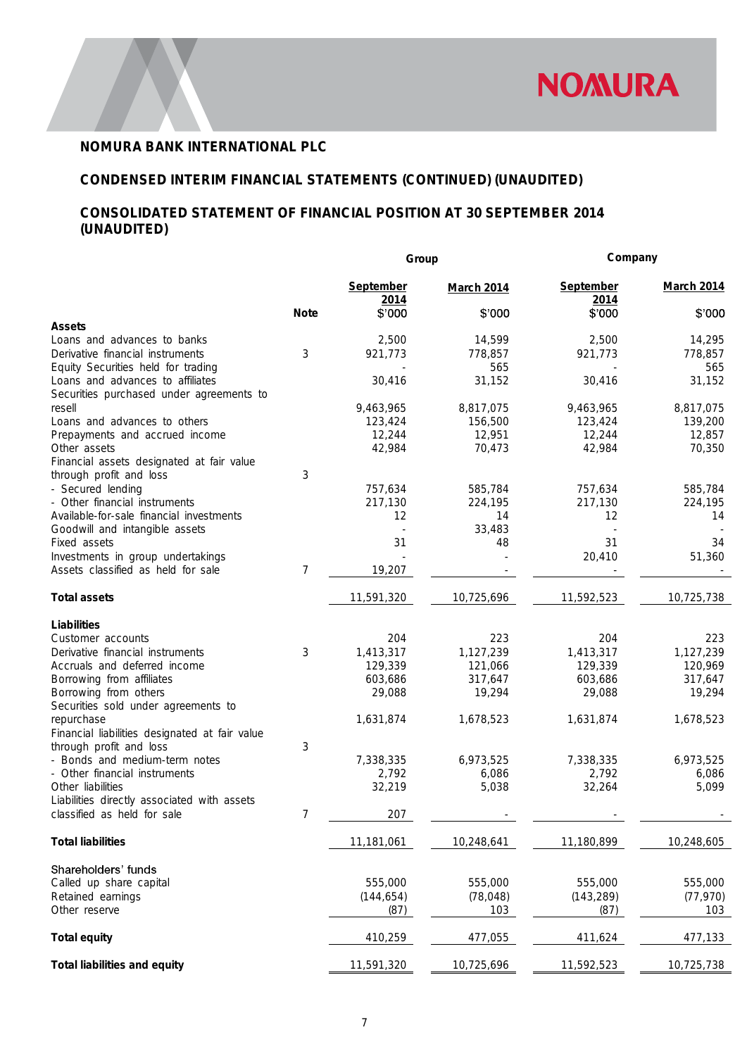## NOMURA BANK INTERNATIONAL PLC

## CONDENSED INTERIM FINANCIAL STATEMENTS (CONTINUED) (UNAUDITED)

## CONSOLIDATED STATEMENT OF FINANCIAL POSITION AT 30 SEPTEMBER 2014 (UNAUDITED)

| | | Group | | Company | |
|---|---|---|---|---|---|
| | | September 2014 | March 2014 | September 2014 | March 2014 |
| | Note | $'000 | $'000 | $'000 | $'000 |
| **Assets** | | | | | |
| Loans and advances to banks | | 2,500 | 14,599 | 2,500 | 14,295 |
| Derivative financial instruments | 3 | 921,773 | 778,857 | 921,773 | 778,857 |
| Equity Securities held for trading | | - | 565 | - | 565 |
| Loans and advances to affiliates | | 30,416 | 31,152 | 30,416 | 31,152 |
| Securities purchased under agreements to resell | | 9,463,965 | 8,817,075 | 9,463,965 | 8,817,075 |
| Loans and advances to others | | 123,424 | 156,500 | 123,424 | 139,200 |
| Prepayments and accrued income | | 12,244 | 12,951 | 12,244 | 12,857 |
| Other assets | | 42,984 | 70,473 | 42,984 | 70,350 |
| Financial assets designated at fair value through profit and loss | 3 | | | | |
| - Secured lending | | 757,634 | 585,784 | 757,634 | 585,784 |
| - Other financial instruments | | 217,130 | 224,195 | 217,130 | 224,195 |
| Available-for-sale financial investments | | 12 | 14 | 12 | 14 |
| Goodwill and intangible assets | | - | 33,483 | - | - |
| Fixed assets | | 31 | 48 | 31 | 34 |
| Investments in group undertakings | | - | - | 20,410 | 51,360 |
| Assets classified as held for sale | 7 | 19,207 | - | - | - |
| **Total assets** | | 11,591,320 | 10,725,696 | 11,592,523 | 10,725,738 |
| **Liabilities** | | | | | |
| Customer accounts | | 204 | 223 | 204 | 223 |
| Derivative financial instruments | 3 | 1,413,317 | 1,127,239 | 1,413,317 | 1,127,239 |
| Accruals and deferred income | | 129,339 | 121,066 | 129,339 | 120,969 |
| Borrowing from affiliates | | 603,686 | 317,647 | 603,686 | 317,647 |
| Borrowing from others | | 29,088 | 19,294 | 29,088 | 19,294 |
| Securities sold under agreements to repurchase | | 1,631,874 | 1,678,523 | 1,631,874 | 1,678,523 |
| Financial liabilities designated at fair value through profit and loss | 3 | | | | |
| - Bonds and medium-term notes | | 7,338,335 | 6,973,525 | 7,338,335 | 6,973,525 |
| - Other financial instruments | | 2,792 | 6,086 | 2,792 | 6,086 |
| Other liabilities | | 32,219 | 5,038 | 32,264 | 5,099 |
| Liabilities directly associated with assets classified as held for sale | 7 | 207 | - | - | - |
| **Total liabilities** | | 11,181,061 | 10,248,641 | 11,180,899 | 10,248,605 |
| Shareholders' funds | | | | | |
| Called up share capital | | 555,000 | 555,000 | 555,000 | 555,000 |
| Retained earnings | | (144,654) | (78,048) | (143,289) | (77,970) |
| Other reserve | | (87) | 103 | (87) | 103 |
| **Total equity** | | 410,259 | 477,055 | 411,624 | 477,133 |
| **Total liabilities and equity** | | 11,591,320 | 10,725,696 | 11,592,523 | 10,725,738 |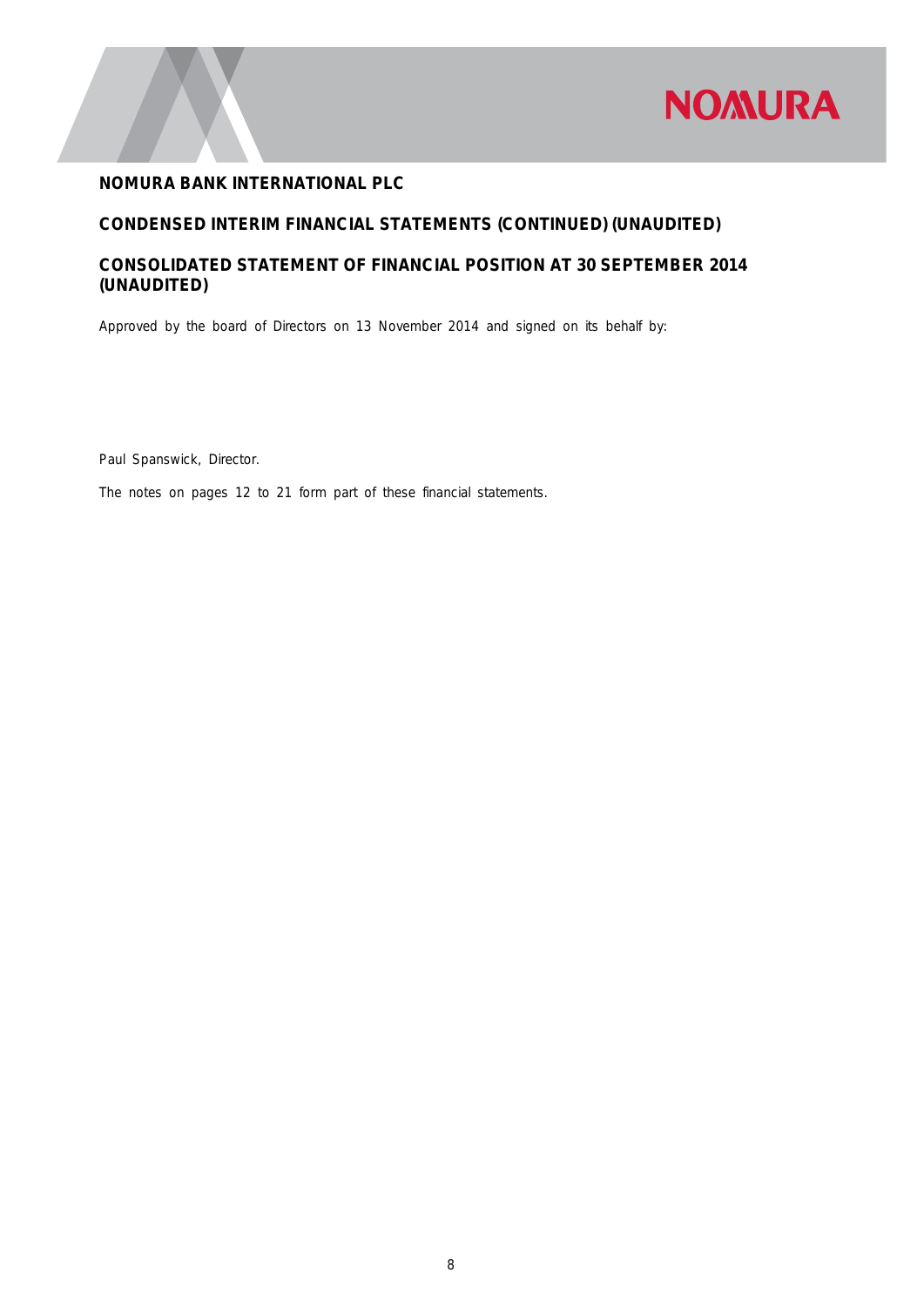**NOMURA BANK INTERNATIONAL PLC**

**CONDENSED INTERIM FINANCIAL STATEMENTS (CONTINUED) (UNAUDITED)**

**CONSOLIDATED STATEMENT OF FINANCIAL POSITION AT 30 SEPTEMBER 2014 (UNAUDITED)**

Approved by the board of Directors on 13 November 2014 and signed on its behalf by:

Paul Spanswick, Director.

The notes on pages 12 to 21 form part of these financial statements.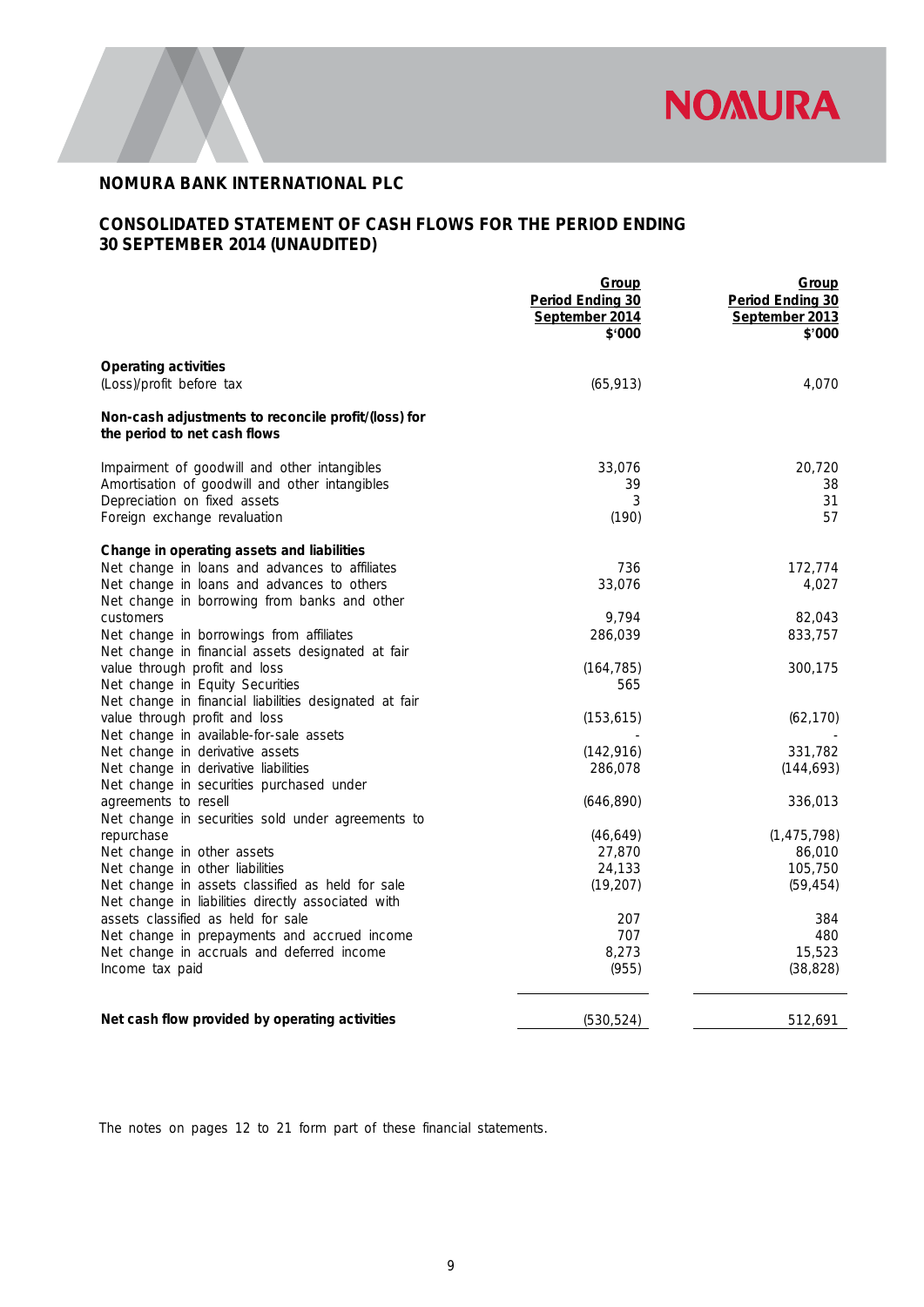## NOMURA BANK INTERNATIONAL PLC

## CONSOLIDATED STATEMENT OF CASH FLOWS FOR THE PERIOD ENDING 30 SEPTEMBER 2014 (UNAUDITED)

| | Group<br>Period Ending 30<br>September 2014<br>$'000 | Group<br>Period Ending 30<br>September 2013<br>$'000 |
|---|---|---|
| **Operating activities** | | |
| (Loss)/profit before tax | (65,913) | 4,070 |
| **Non-cash adjustments to reconcile profit/(loss) for the period to net cash flows** | | |
| Impairment of goodwill and other intangibles | 33,076 | 20,720 |
| Amortisation of goodwill and other intangibles | 39 | 38 |
| Depreciation on fixed assets | 3 | 31 |
| Foreign exchange revaluation | (190) | 57 |
| **Change in operating assets and liabilities** | | |
| Net change in loans and advances to affiliates | 736 | 172,774 |
| Net change in loans and advances to others | 33,076 | 4,027 |
| Net change in borrowing from banks and other customers | 9,794 | 82,043 |
| Net change in borrowings from affiliates | 286,039 | 833,757 |
| Net change in financial assets designated at fair value through profit and loss | (164,785) | 300,175 |
| Net change in Equity Securities | 565 | |
| Net change in financial liabilities designated at fair value through profit and loss | (153,615) | (62,170) |
| Net change in available-for-sale assets | - | - |
| Net change in derivative assets | (142,916) | 331,782 |
| Net change in derivative liabilities | 286,078 | (144,693) |
| Net change in securities purchased under agreements to resell | (646,890) | 336,013 |
| Net change in securities sold under agreements to repurchase | (46,649) | (1,475,798) |
| Net change in other assets | 27,870 | 86,010 |
| Net change in other liabilities | 24,133 | 105,750 |
| Net change in assets classified as held for sale | (19,207) | (59,454) |
| Net change in liabilities directly associated with assets classified as held for sale | 207 | 384 |
| Net change in prepayments and accrued income | 707 | 480 |
| Net change in accruals and deferred income | 8,273 | 15,523 |
| Income tax paid | (955) | (38,828) |
| **Net cash flow provided by operating activities** | (530,524) | 512,691 |

The notes on pages 12 to 21 form part of these financial statements.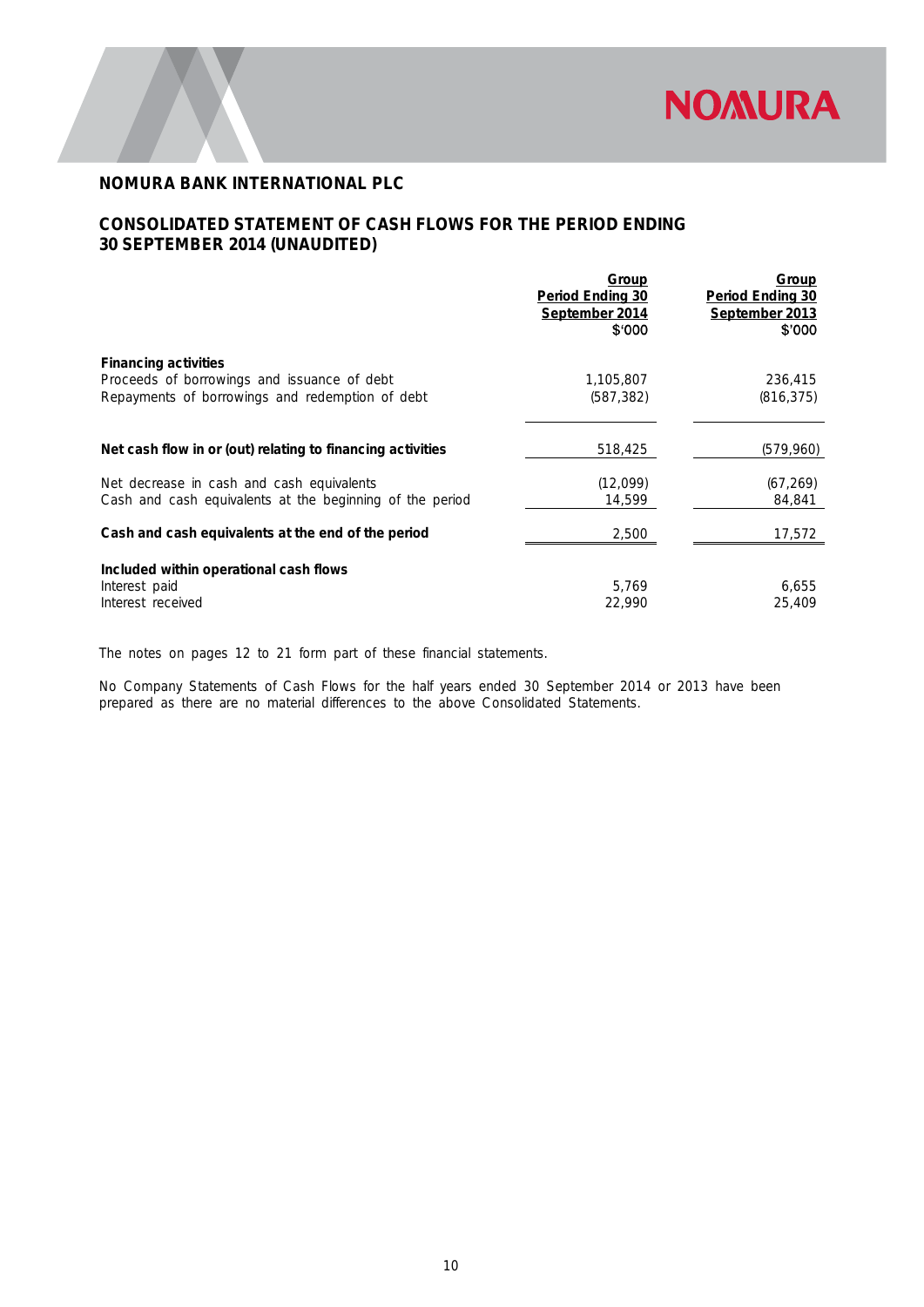## NOMURA BANK INTERNATIONAL PLC

## CONSOLIDATED STATEMENT OF CASH FLOWS FOR THE PERIOD ENDING 30 SEPTEMBER 2014 (UNAUDITED)

| | Group Period Ending 30 September 2014 $'000 | Group Period Ending 30 September 2013 $'000 |
|---|---|---|
| **Financing activities** | | |
| Proceeds of borrowings and issuance of debt | 1,105,807 | 236,415 |
| Repayments of borrowings and redemption of debt | (587,382) | (816,375) |
| **Net cash flow in or (out) relating to financing activities** | 518,425 | (579,960) |
| Net decrease in cash and cash equivalents | (12,099) | (67,269) |
| Cash and cash equivalents at the beginning of the period | 14,599 | 84,841 |
| **Cash and cash equivalents at the end of the period** | 2,500 | 17,572 |
| **Included within operational cash flows** | | |
| Interest paid | 5,769 | 6,655 |
| Interest received | 22,990 | 25,409 |

The notes on pages 12 to 21 form part of these financial statements.

No Company Statements of Cash Flows for the half years ended 30 September 2014 or 2013 have been prepared as there are no material differences to the above Consolidated Statements.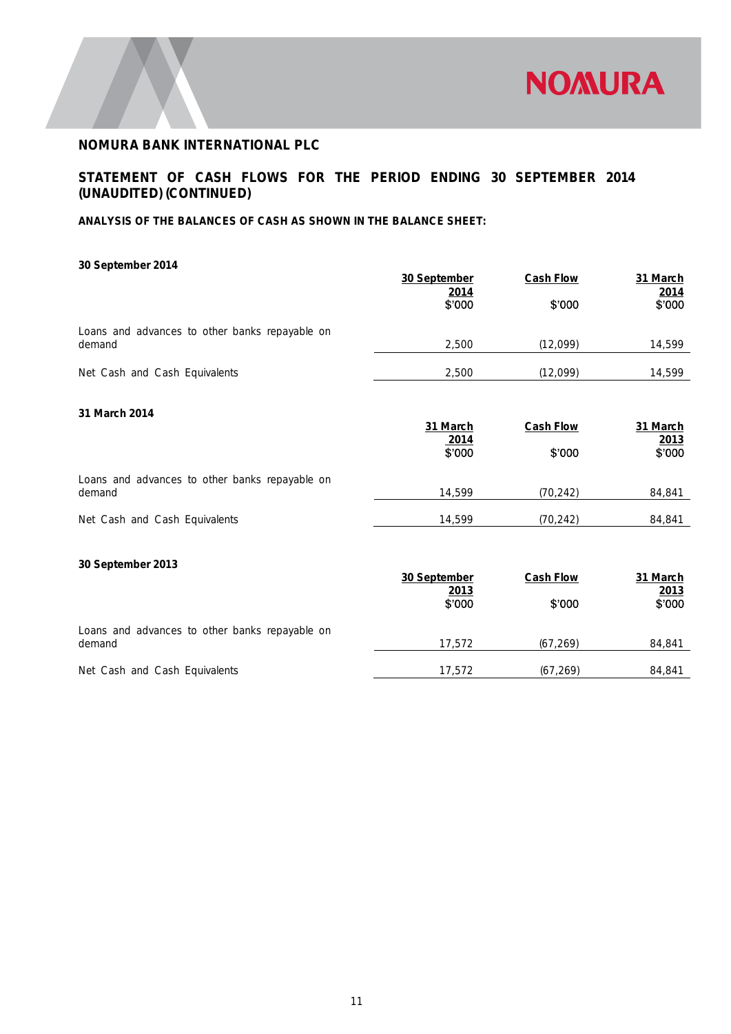## NOMURA BANK INTERNATIONAL PLC

## STATEMENT OF CASH FLOWS FOR THE PERIOD ENDING 30 SEPTEMBER 2014 (UNAUDITED) (CONTINUED)

### ANALYSIS OF THE BALANCES OF CASH AS SHOWN IN THE BALANCE SHEET:

**30 September 2014**

| | 30 September 2014 | Cash Flow | 31 March 2014 |
|---|---|---|---|
| | $'000 | $'000 | $'000 |
| Loans and advances to other banks repayable on demand | 2,500 | (12,099) | 14,599 |
| Net Cash and Cash Equivalents | 2,500 | (12,099) | 14,599 |

**31 March 2014**

| | 31 March 2014 | Cash Flow | 31 March 2013 |
|---|---|---|---|
| | $'000 | $'000 | $'000 |
| Loans and advances to other banks repayable on demand | 14,599 | (70,242) | 84,841 |
| Net Cash and Cash Equivalents | 14,599 | (70,242) | 84,841 |

**30 September 2013**

| | 30 September 2013 | Cash Flow | 31 March 2013 |
|---|---|---|---|
| | $'000 | $'000 | $'000 |
| Loans and advances to other banks repayable on demand | 17,572 | (67,269) | 84,841 |
| Net Cash and Cash Equivalents | 17,572 | (67,269) | 84,841 |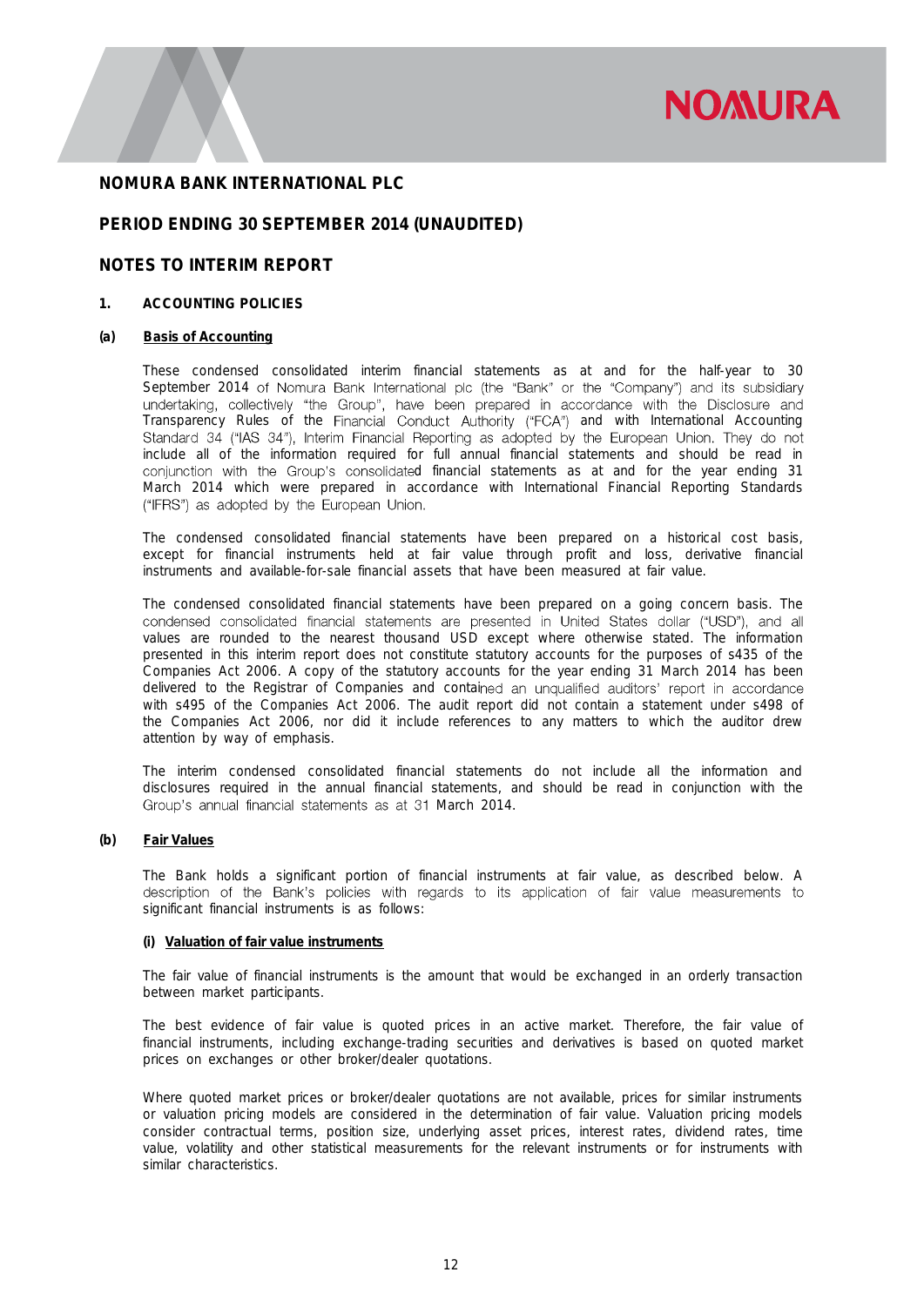# NOMURA BANK INTERNATIONAL PLC

## PERIOD ENDING 30 SEPTEMBER 2014 (UNAUDITED)

## NOTES TO INTERIM REPORT

### 1. ACCOUNTING POLICIES

#### (a) Basis of Accounting

These condensed consolidated interim financial statements as at and for the half-year to 30 September 2014 of Nomura Bank International plc (the "Bank" or the "Company") and its subsidiary undertaking, collectively "the Group", have been prepared in accordance with the Disclosure and Transparency Rules of the Financial Conduct Authority ("FCA") and with International Accounting Standard 34 ("IAS 34"), Interim Financial Reporting as adopted by the European Union. They do not include all of the information required for full annual financial statements and should be read in conjunction with the Group's consolidated financial statements as at and for the year ending 31 March 2014 which were prepared in accordance with International Financial Reporting Standards ("IFRS") as adopted by the European Union.

The condensed consolidated financial statements have been prepared on a historical cost basis, except for financial instruments held at fair value through profit and loss, derivative financial instruments and available-for-sale financial assets that have been measured at fair value.

The condensed consolidated financial statements have been prepared on a going concern basis. The condensed consolidated financial statements are presented in United States dollar ("USD"), and all values are rounded to the nearest thousand USD except where otherwise stated. The information presented in this interim report does not constitute statutory accounts for the purposes of s435 of the Companies Act 2006. A copy of the statutory accounts for the year ending 31 March 2014 has been delivered to the Registrar of Companies and contained an unqualified auditors' report in accordance with s495 of the Companies Act 2006. The audit report did not contain a statement under s498 of the Companies Act 2006, nor did it include references to any matters to which the auditor drew attention by way of emphasis.

The interim condensed consolidated financial statements do not include all the information and disclosures required in the annual financial statements, and should be read in conjunction with the Group's annual financial statements as at 31 March 2014.

#### (b) Fair Values

The Bank holds a significant portion of financial instruments at fair value, as described below. A description of the Bank's policies with regards to its application of fair value measurements to significant financial instruments is as follows:

**(i) Valuation of fair value instruments**

The fair value of financial instruments is the amount that would be exchanged in an orderly transaction between market participants.

The best evidence of fair value is quoted prices in an active market. Therefore, the fair value of financial instruments, including exchange-trading securities and derivatives is based on quoted market prices on exchanges or other broker/dealer quotations.

Where quoted market prices or broker/dealer quotations are not available, prices for similar instruments or valuation pricing models are considered in the determination of fair value. Valuation pricing models consider contractual terms, position size, underlying asset prices, interest rates, dividend rates, time value, volatility and other statistical measurements for the relevant instruments or for instruments with similar characteristics.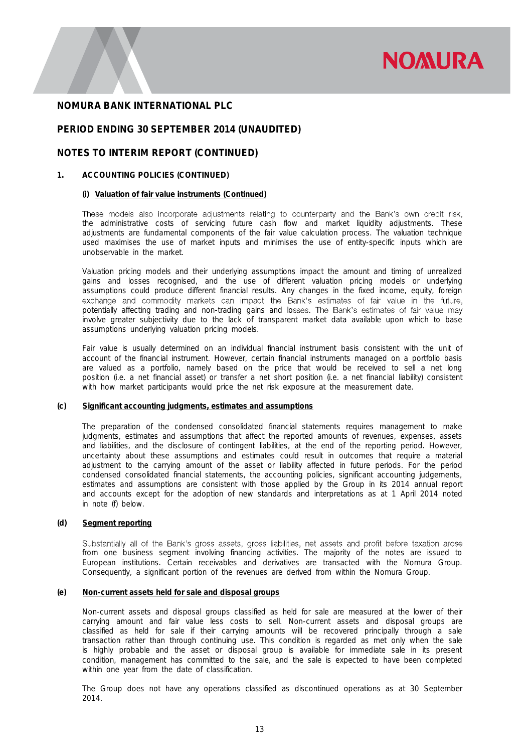## NOMURA BANK INTERNATIONAL PLC

## PERIOD ENDING 30 SEPTEMBER 2014 (UNAUDITED)

## NOTES TO INTERIM REPORT (CONTINUED)

### 1. ACCOUNTING POLICIES (CONTINUED)

#### (i) Valuation of fair value instruments (Continued)

These models also incorporate adjustments relating to counterparty and the Bank's own credit risk, the administrative costs of servicing future cash flow and market liquidity adjustments. These adjustments are fundamental components of the fair value calculation process. The valuation technique used maximises the use of market inputs and minimises the use of entity-specific inputs which are unobservable in the market.

Valuation pricing models and their underlying assumptions impact the amount and timing of unrealized gains and losses recognised, and the use of different valuation pricing models or underlying assumptions could produce different financial results. Any changes in the fixed income, equity, foreign exchange and commodity markets can impact the Bank's estimates of fair value in the future, potentially affecting trading and non-trading gains and losses. The Bank's estimates of fair value may involve greater subjectivity due to the lack of transparent market data available upon which to base assumptions underlying valuation pricing models.

Fair value is usually determined on an individual financial instrument basis consistent with the unit of account of the financial instrument. However, certain financial instruments managed on a portfolio basis are valued as a portfolio, namely based on the price that would be received to sell a net long position (i.e. a net financial asset) or transfer a net short position (i.e. a net financial liability) consistent with how market participants would price the net risk exposure at the measurement date.

### (c) Significant accounting judgments, estimates and assumptions

The preparation of the condensed consolidated financial statements requires management to make judgments, estimates and assumptions that affect the reported amounts of revenues, expenses, assets and liabilities, and the disclosure of contingent liabilities, at the end of the reporting period. However, uncertainty about these assumptions and estimates could result in outcomes that require a material adjustment to the carrying amount of the asset or liability affected in future periods. For the period condensed consolidated financial statements, the accounting policies, significant accounting judgements, estimates and assumptions are consistent with those applied by the Group in its 2014 annual report and accounts except for the adoption of new standards and interpretations as at 1 April 2014 noted in note (f) below.

### (d) Segment reporting

Substantially all of the Bank's gross assets, gross liabilities, net assets and profit before taxation arose from one business segment involving financing activities. The majority of the notes are issued to European institutions. Certain receivables and derivatives are transacted with the Nomura Group. Consequently, a significant portion of the revenues are derived from within the Nomura Group.

### (e) Non-current assets held for sale and disposal groups

Non-current assets and disposal groups classified as held for sale are measured at the lower of their carrying amount and fair value less costs to sell. Non-current assets and disposal groups are classified as held for sale if their carrying amounts will be recovered principally through a sale transaction rather than through continuing use. This condition is regarded as met only when the sale is highly probable and the asset or disposal group is available for immediate sale in its present condition, management has committed to the sale, and the sale is expected to have been completed within one year from the date of classification.

The Group does not have any operations classified as discontinued operations as at 30 September 2014.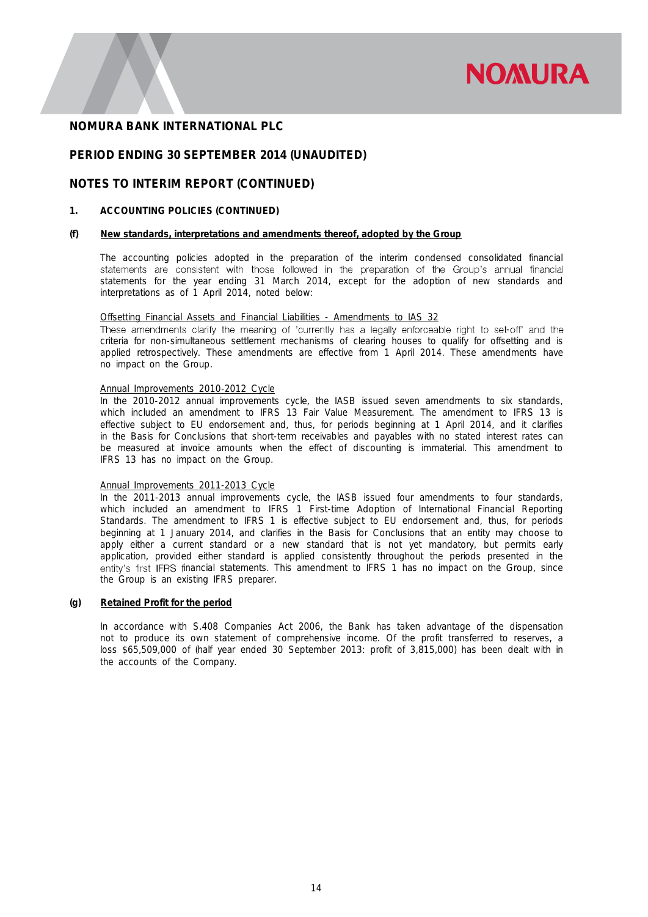## NOMURA BANK INTERNATIONAL PLC

## PERIOD ENDING 30 SEPTEMBER 2014 (UNAUDITED)

## NOTES TO INTERIM REPORT (CONTINUED)

### 1. ACCOUNTING POLICIES (CONTINUED)

#### (f) New standards, interpretations and amendments thereof, adopted by the Group

The accounting policies adopted in the preparation of the interim condensed consolidated financial statements are consistent with those followed in the preparation of the Group's annual financial statements for the year ending 31 March 2014, except for the adoption of new standards and interpretations as of 1 April 2014, noted below:

Offsetting Financial Assets and Financial Liabilities - Amendments to IAS 32

These amendments clarify the meaning of 'currently has a legally enforceable right to set-off' and the criteria for non-simultaneous settlement mechanisms of clearing houses to qualify for offsetting and is applied retrospectively. These amendments are effective from 1 April 2014. These amendments have no impact on the Group.

Annual Improvements 2010-2012 Cycle

In the 2010-2012 annual improvements cycle, the IASB issued seven amendments to six standards, which included an amendment to IFRS 13 Fair Value Measurement. The amendment to IFRS 13 is effective subject to EU endorsement and, thus, for periods beginning at 1 April 2014, and it clarifies in the Basis for Conclusions that short-term receivables and payables with no stated interest rates can be measured at invoice amounts when the effect of discounting is immaterial. This amendment to IFRS 13 has no impact on the Group.

Annual Improvements 2011-2013 Cycle

In the 2011-2013 annual improvements cycle, the IASB issued four amendments to four standards, which included an amendment to IFRS 1 First-time Adoption of International Financial Reporting Standards. The amendment to IFRS 1 is effective subject to EU endorsement and, thus, for periods beginning at 1 January 2014, and clarifies in the Basis for Conclusions that an entity may choose to apply either a current standard or a new standard that is not yet mandatory, but permits early application, provided either standard is applied consistently throughout the periods presented in the entity's first IFRS financial statements. This amendment to IFRS 1 has no impact on the Group, since the Group is an existing IFRS preparer.

#### (g) Retained Profit for the period

In accordance with S.408 Companies Act 2006, the Bank has taken advantage of the dispensation not to produce its own statement of comprehensive income. Of the profit transferred to reserves, a loss $65,509,000 of (half year ended 30 September 2013: profit of 3,815,000) has been dealt with in the accounts of the Company.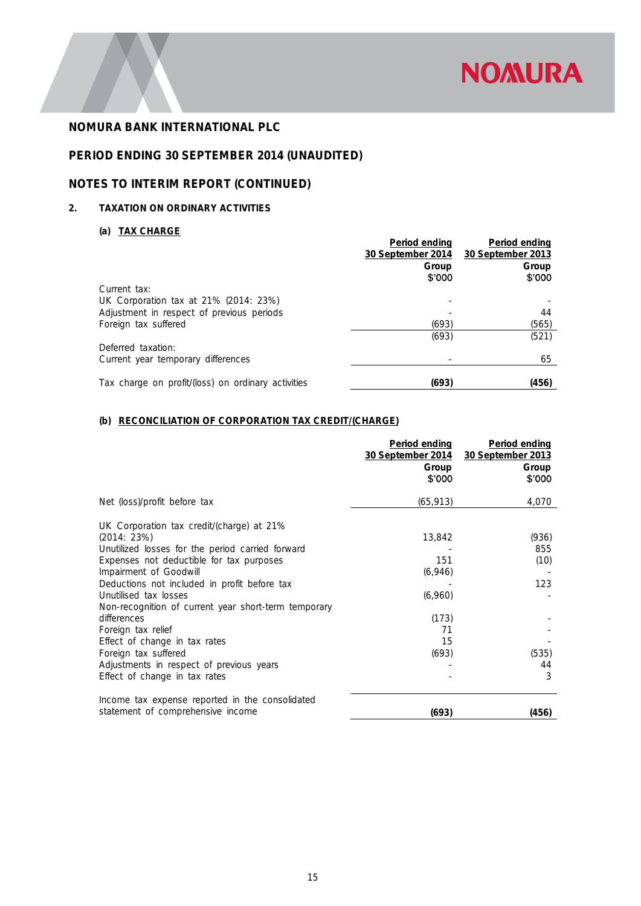# NOMURA BANK INTERNATIONAL PLC

## PERIOD ENDING 30 SEPTEMBER 2014 (UNAUDITED)

## NOTES TO INTERIM REPORT (CONTINUED)

### 2. TAXATION ON ORDINARY ACTIVITIES

#### (a) TAX CHARGE

| | Period ending 30 September 2014 Group $'000 | Period ending 30 September 2013 Group $'000 |
|---|---|---|
| Current tax: | | |
| UK Corporation tax at 21% (2014: 23%) | - | - |
| Adjustment in respect of previous periods | - | 44 |
| Foreign tax suffered | (693) | (565) |
| | (693) | (521) |
| Deferred taxation: | | |
| Current year temporary differences | - | 65 |
| Tax charge on profit/(loss) on ordinary activities | **(693)** | **(456)** |

#### (b) RECONCILIATION OF CORPORATION TAX CREDIT/(CHARGE)

| | Period ending 30 September 2014 Group $'000 | Period ending 30 September 2013 Group $'000 |
|---|---|---|
| Net (loss)/profit before tax | (65,913) | 4,070 |
| UK Corporation tax credit/(charge) at 21% (2014: 23%) | 13,842 | (936) |
| Unutilized losses for the period carried forward | - | 855 |
| Expenses not deductible for tax purposes | 151 | (10) |
| Impairment of Goodwill | (6,946) | - |
| Deductions not included in profit before tax | - | 123 |
| Unutilised tax losses | (6,960) | - |
| Non-recognition of current year short-term temporary differences | (173) | - |
| Foreign tax relief | 71 | - |
| Effect of change in tax rates | 15 | - |
| Foreign tax suffered | (693) | (535) |
| Adjustments in respect of previous years | - | 44 |
| Effect of change in tax rates | - | 3 |
| Income tax expense reported in the consolidated statement of comprehensive income | **(693)** | **(456)** |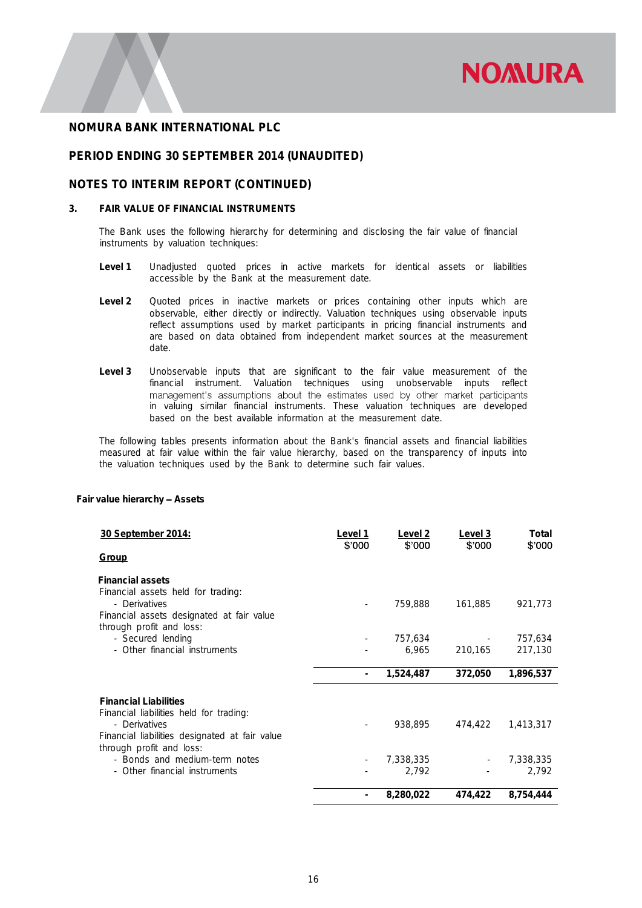**NOMURA BANK INTERNATIONAL PLC**

**PERIOD ENDING 30 SEPTEMBER 2014 (UNAUDITED)**

**NOTES TO INTERIM REPORT (CONTINUED)**

## 3. FAIR VALUE OF FINANCIAL INSTRUMENTS

The Bank uses the following hierarchy for determining and disclosing the fair value of financial instruments by valuation techniques:

**Level 1** Unadjusted quoted prices in active markets for identical assets or liabilities accessible by the Bank at the measurement date.

**Level 2** Quoted prices in inactive markets or prices containing other inputs which are observable, either directly or indirectly. Valuation techniques using observable inputs reflect assumptions used by market participants in pricing financial instruments and are based on data obtained from independent market sources at the measurement date.

**Level 3** Unobservable inputs that are significant to the fair value measurement of the financial instrument. Valuation techniques using unobservable inputs reflect management's assumptions about the estimates used by other market participants in valuing similar financial instruments. These valuation techniques are developed based on the best available information at the measurement date.

The following tables presents information about the Bank's financial assets and financial liabilities measured at fair value within the fair value hierarchy, based on the transparency of inputs into the valuation techniques used by the Bank to determine such fair values.

**Fair value hierarchy – Assets**

| **30 September 2014:** | **Level 1** $'000 | **Level 2** $'000 | **Level 3** $'000 | **Total** $'000 |
|---|---|---|---|---|
| **Group** | | | | |
| **Financial assets** | | | | |
| Financial assets held for trading: | | | | |
| - Derivatives | - | 759,888 | 161,885 | 921,773 |
| Financial assets designated at fair value through profit and loss: | | | | |
| - Secured lending | - | 757,634 | - | 757,634 |
| - Other financial instruments | - | 6,965 | 210,165 | 217,130 |
| | **-** | **1,524,487** | **372,050** | **1,896,537** |
| **Financial Liabilities** | | | | |
| Financial liabilities held for trading: | | | | |
| - Derivatives | - | 938,895 | 474,422 | 1,413,317 |
| Financial liabilities designated at fair value through profit and loss: | | | | |
| - Bonds and medium-term notes | - | 7,338,335 | - | 7,338,335 |
| - Other financial instruments | - | 2,792 | - | 2,792 |
| | **-** | **8,280,022** | **474,422** | **8,754,444** |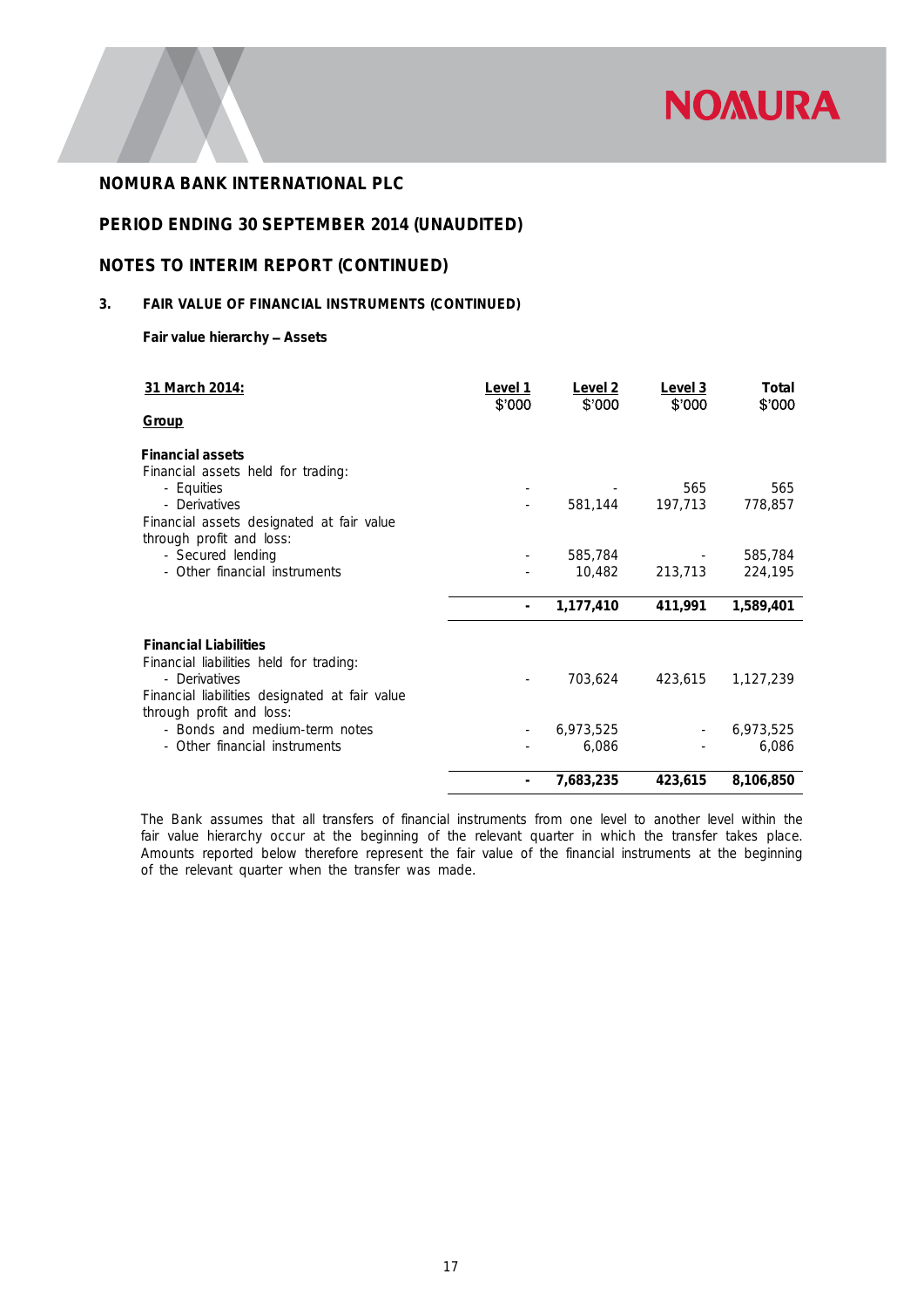**NOMURA BANK INTERNATIONAL PLC**

**PERIOD ENDING 30 SEPTEMBER 2014 (UNAUDITED)**

**NOTES TO INTERIM REPORT (CONTINUED)**

**3. FAIR VALUE OF FINANCIAL INSTRUMENTS (CONTINUED)**

**Fair value hierarchy – Assets**

| **31 March 2014:** | **Level 1** | **Level 2** | **Level 3** | **Total** |
|---|---|---|---|---|
| | $'000 | $'000 | $'000 | $'000 |
| **Group** | | | | |
| **Financial assets** | | | | |
| Financial assets held for trading: | | | | |
| - Equities | - | - | 565 | 565 |
| - Derivatives | - | 581,144 | 197,713 | 778,857 |
| Financial assets designated at fair value through profit and loss: | | | | |
| - Secured lending | - | 585,784 | - | 585,784 |
| - Other financial instruments | - | 10,482 | 213,713 | 224,195 |
| | **-** | **1,177,410** | **411,991** | **1,589,401** |
| **Financial Liabilities** | | | | |
| Financial liabilities held for trading: | | | | |
| - Derivatives | - | 703,624 | 423,615 | 1,127,239 |
| Financial liabilities designated at fair value through profit and loss: | | | | |
| - Bonds and medium-term notes | - | 6,973,525 | - | 6,973,525 |
| - Other financial instruments | - | 6,086 | - | 6,086 |
| | **-** | **7,683,235** | **423,615** | **8,106,850** |

The Bank assumes that all transfers of financial instruments from one level to another level within the fair value hierarchy occur at the beginning of the relevant quarter in which the transfer takes place. Amounts reported below therefore represent the fair value of the financial instruments at the beginning of the relevant quarter when the transfer was made.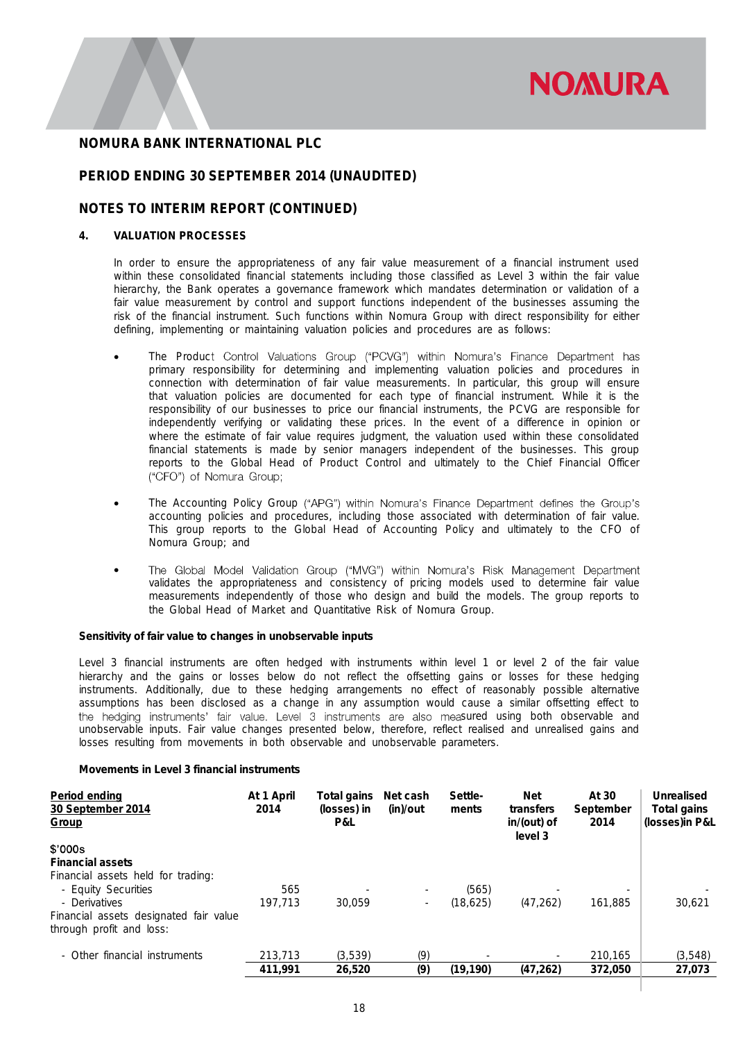## NOMURA BANK INTERNATIONAL PLC

## PERIOD ENDING 30 SEPTEMBER 2014 (UNAUDITED)

## NOTES TO INTERIM REPORT (CONTINUED)

### 4. VALUATION PROCESSES

In order to ensure the appropriateness of any fair value measurement of a financial instrument used within these consolidated financial statements including those classified as Level 3 within the fair value hierarchy, the Bank operates a governance framework which mandates determination or validation of a fair value measurement by control and support functions independent of the businesses assuming the risk of the financial instrument. Such functions within Nomura Group with direct responsibility for either defining, implementing or maintaining valuation policies and procedures are as follows:

- The Product Control Valuations Group ("PCVG") within Nomura's Finance Department has primary responsibility for determining and implementing valuation policies and procedures in connection with determination of fair value measurements. In particular, this group will ensure that valuation policies are documented for each type of financial instrument. While it is the responsibility of our businesses to price our financial instruments, the PCVG are responsible for independently verifying or validating these prices. In the event of a difference in opinion or where the estimate of fair value requires judgment, the valuation used within these consolidated financial statements is made by senior managers independent of the businesses. This group reports to the Global Head of Product Control and ultimately to the Chief Financial Officer ("CFO") of Nomura Group;

- The Accounting Policy Group ("APG") within Nomura's Finance Department defines the Group's accounting policies and procedures, including those associated with determination of fair value. This group reports to the Global Head of Accounting Policy and ultimately to the CFO of Nomura Group; and

- The Global Model Validation Group ("MVG") within Nomura's Risk Management Department validates the appropriateness and consistency of pricing models used to determine fair value measurements independently of those who design and build the models. The group reports to the Global Head of Market and Quantitative Risk of Nomura Group.

**Sensitivity of fair value to changes in unobservable inputs**

Level 3 financial instruments are often hedged with instruments within level 1 or level 2 of the fair value hierarchy and the gains or losses below do not reflect the offsetting gains or losses for these hedging instruments. Additionally, due to these hedging arrangements no effect of reasonably possible alternative assumptions has been disclosed as a change in any assumption would cause a similar offsetting effect to the hedging instruments' fair value. Level 3 instruments are also measured using both observable and unobservable inputs. Fair value changes presented below, therefore, reflect realised and unrealised gains and losses resulting from movements in both observable and unobservable parameters.

**Movements in Level 3 financial instruments**

| Period ending 30 September 2014 Group | At 1 April 2014 | Total gains (losses) in P&L | Net cash (in)/out | Settle-ments | Net transfers in/(out) of level 3 | At 30 September 2014 | Unrealised Total gains (losses)in P&L |
|---|---|---|---|---|---|---|---|
| $'000s | | | | | | | |
| **Financial assets** | | | | | | | |
| Financial assets held for trading: | | | | | | | |
| - Equity Securities | 565 | - | - | (565) | - | - | - |
| - Derivatives | 197,713 | 30,059 | - | (18,625) | (47,262) | 161,885 | 30,621 |
| Financial assets designated fair value through profit and loss: | | | | | | | |
| - Other financial instruments | 213,713 | (3,539) | (9) | - | - | 210,165 | (3,548) |
| | **411,991** | **26,520** | **(9)** | **(19,190)** | **(47,262)** | **372,050** | **27,073** |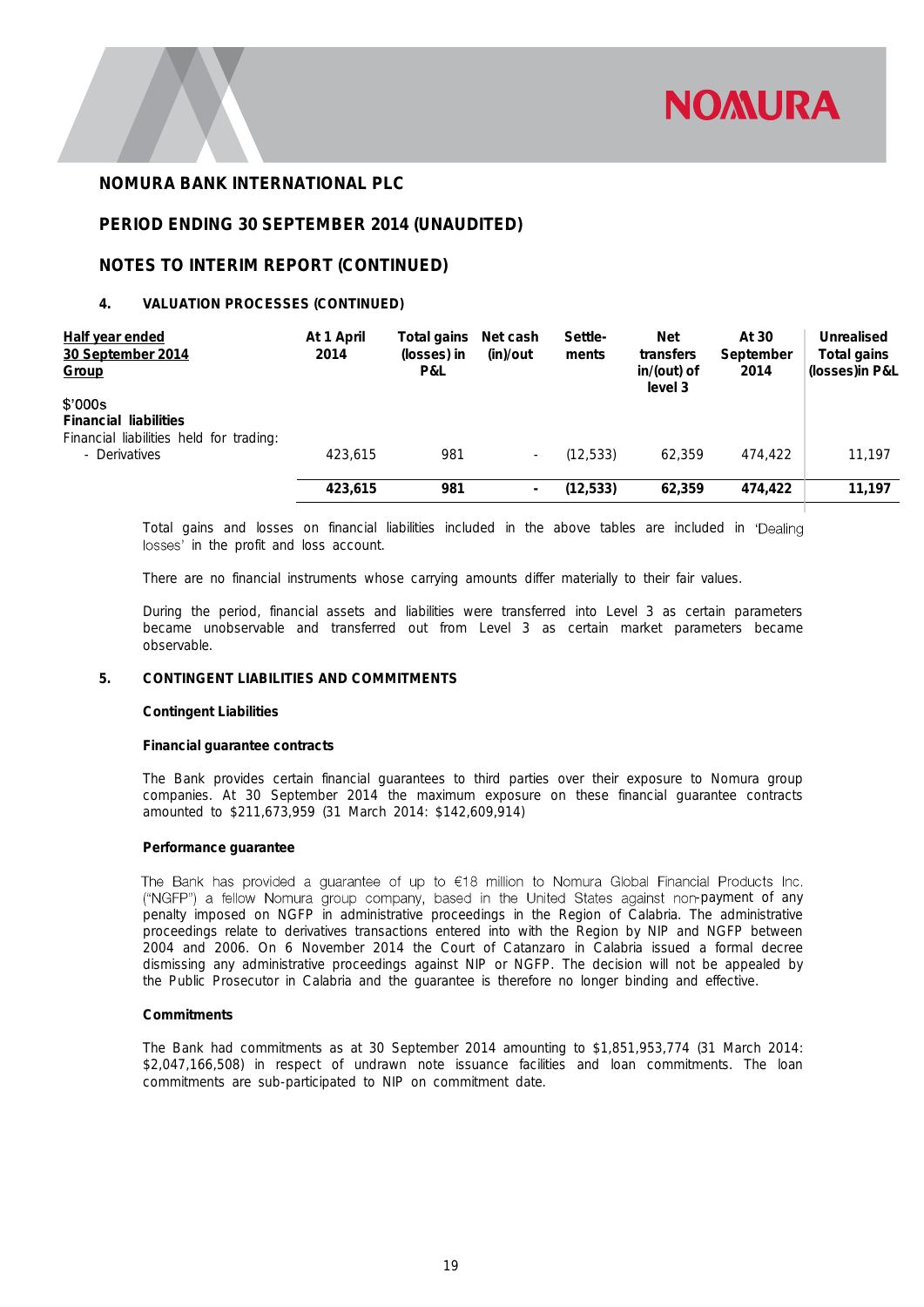## NOMURA BANK INTERNATIONAL PLC

## PERIOD ENDING 30 SEPTEMBER 2014 (UNAUDITED)

## NOTES TO INTERIM REPORT (CONTINUED)

### 4. VALUATION PROCESSES (CONTINUED)

| Half year ended 30 September 2014 Group | At 1 April 2014 | Total gains (losses) in P&L | Net cash (in)/out | Settle-ments | Net transfers in/(out) of level 3 | At 30 September 2014 | Unrealised Total gains (losses)in P&L |
|---|---|---|---|---|---|---|---|
| $'000s | | | | | | | |
| **Financial liabilities** | | | | | | | |
| Financial liabilities held for trading: | | | | | | | |
| - Derivatives | 423,615 | 981 | - | (12,533) | 62,359 | 474,422 | 11,197 |
| | **423,615** | **981** | **-** | **(12,533)** | **62,359** | **474,422** | **11,197** |

Total gains and losses on financial liabilities included in the above tables are included in 'Dealing losses' in the profit and loss account.

There are no financial instruments whose carrying amounts differ materially to their fair values.

During the period, financial assets and liabilities were transferred into Level 3 as certain parameters became unobservable and transferred out from Level 3 as certain market parameters became observable.

### 5. CONTINGENT LIABILITIES AND COMMITMENTS

**Contingent Liabilities**

**Financial guarantee contracts**

The Bank provides certain financial guarantees to third parties over their exposure to Nomura group companies. At 30 September 2014 the maximum exposure on these financial guarantee contracts amounted to $211,673,959 (31 March 2014: $142,609,914)

**Performance guarantee**

The Bank has provided a guarantee of up to €18 million to Nomura Global Financial Products Inc. ("NGFP") a fellow Nomura group company, based in the United States against non-payment of any penalty imposed on NGFP in administrative proceedings in the Region of Calabria. The administrative proceedings relate to derivatives transactions entered into with the Region by NIP and NGFP between 2004 and 2006. On 6 November 2014 the Court of Catanzaro in Calabria issued a formal decree dismissing any administrative proceedings against NIP or NGFP. The decision will not be appealed by the Public Prosecutor in Calabria and the guarantee is therefore no longer binding and effective.

**Commitments**

The Bank had commitments as at 30 September 2014 amounting to $1,851,953,774 (31 March 2014: $2,047,166,508) in respect of undrawn note issuance facilities and loan commitments. The loan commitments are sub-participated to NIP on commitment date.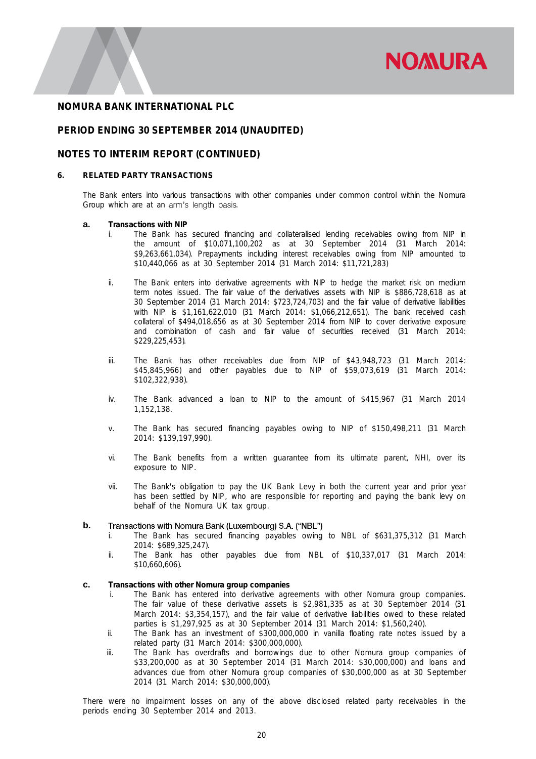# NOMURA BANK INTERNATIONAL PLC

## PERIOD ENDING 30 SEPTEMBER 2014 (UNAUDITED)

## NOTES TO INTERIM REPORT (CONTINUED)

### 6. RELATED PARTY TRANSACTIONS

The Bank enters into various transactions with other companies under common control within the Nomura Group which are at an arm's length basis.

**a. Transactions with NIP**

i. The Bank has secured financing and collateralised lending receivables owing from NIP in the amount of $10,071,100,202 as at 30 September 2014 (31 March 2014: $9,263,661,034). Prepayments including interest receivables owing from NIP amounted to $10,440,066 as at 30 September 2014 (31 March 2014: $11,721,283)

ii. The Bank enters into derivative agreements with NIP to hedge the market risk on medium term notes issued. The fair value of the derivatives assets with NIP is $886,728,618 as at 30 September 2014 (31 March 2014: $723,724,703) and the fair value of derivative liabilities with NIP is $1,161,622,010 (31 March 2014: $1,066,212,651). The bank received cash collateral of $494,018,656 as at 30 September 2014 from NIP to cover derivative exposure and combination of cash and fair value of securities received (31 March 2014: $229,225,453).

iii. The Bank has other receivables due from NIP of $43,948,723 (31 March 2014: $45,845,966) and other payables due to NIP of $59,073,619 (31 March 2014: $102,322,938).

iv. The Bank advanced a loan to NIP to the amount of $415,967 (31 March 2014 1,152,138.

v. The Bank has secured financing payables owing to NIP of $150,498,211 (31 March 2014: $139,197,990).

vi. The Bank benefits from a written guarantee from its ultimate parent, NHI, over its exposure to NIP.

vii. The Bank's obligation to pay the UK Bank Levy in both the current year and prior year has been settled by NIP, who are responsible for reporting and paying the bank levy on behalf of the Nomura UK tax group.

**b. Transactions with Nomura Bank (Luxembourg) S.A. ("NBL")**

i. The Bank has secured financing payables owing to NBL of $631,375,312 (31 March 2014: $689,325,247).

ii. The Bank has other payables due from NBL of $10,337,017 (31 March 2014: $10,660,606).

**c. Transactions with other Nomura group companies**

i. The Bank has entered into derivative agreements with other Nomura group companies. The fair value of these derivative assets is $2,981,335 as at 30 September 2014 (31 March 2014: $3,354,157), and the fair value of derivative liabilities owed to these related parties is $1,297,925 as at 30 September 2014 (31 March 2014: $1,560,240).

ii. The Bank has an investment of $300,000,000 in vanilla floating rate notes issued by a related party (31 March 2014: $300,000,000).

iii. The Bank has overdrafts and borrowings due to other Nomura group companies of $33,200,000 as at 30 September 2014 (31 March 2014: $30,000,000) and loans and advances due from other Nomura group companies of $30,000,000 as at 30 September 2014 (31 March 2014: $30,000,000).

There were no impairment losses on any of the above disclosed related party receivables in the periods ending 30 September 2014 and 2013.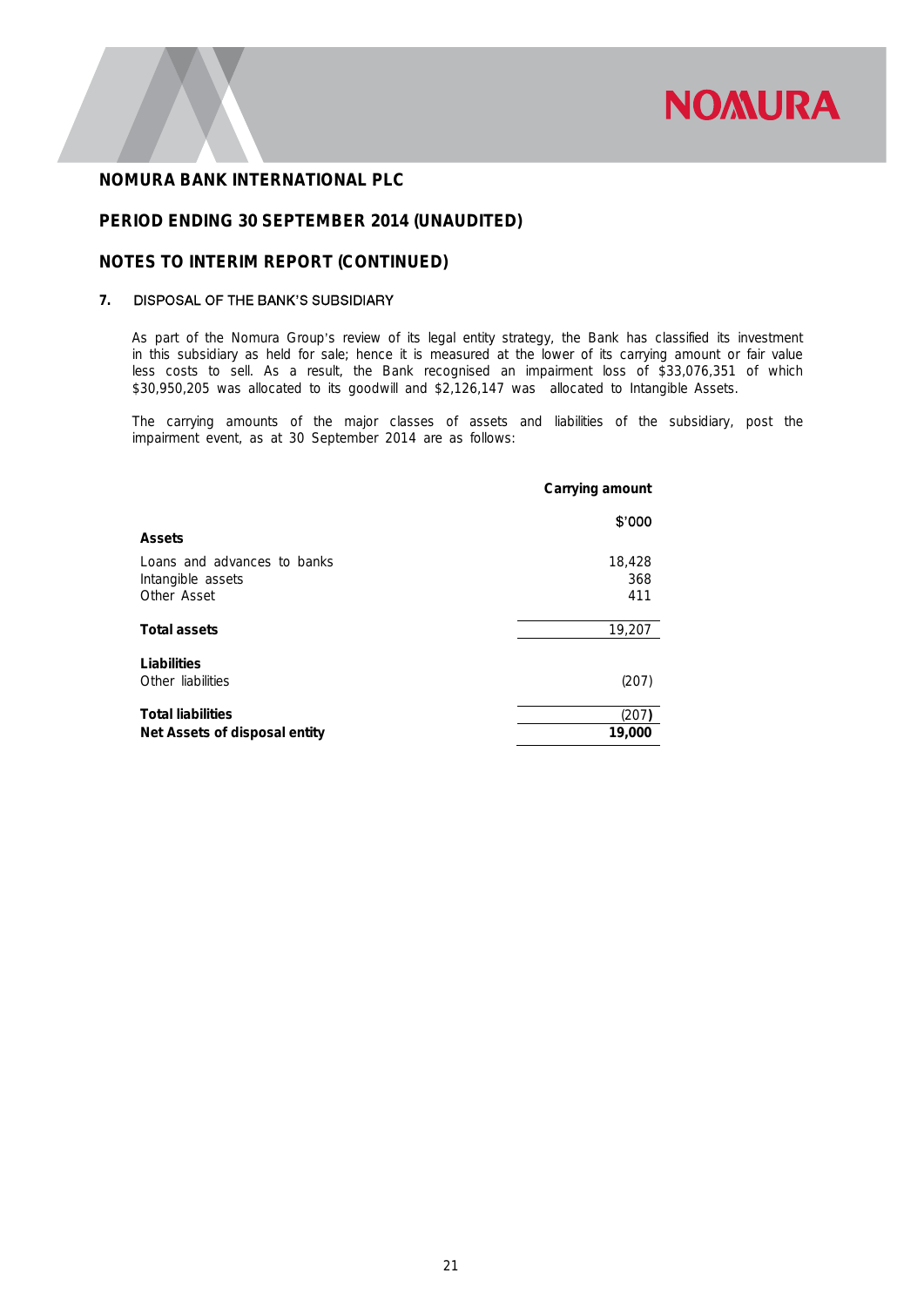## NOMURA BANK INTERNATIONAL PLC

## PERIOD ENDING 30 SEPTEMBER 2014 (UNAUDITED)

## NOTES TO INTERIM REPORT (CONTINUED)

### 7. DISPOSAL OF THE BANK'S SUBSIDIARY

As part of the Nomura Group's review of its legal entity strategy, the Bank has classified its investment in this subsidiary as held for sale; hence it is measured at the lower of its carrying amount or fair value less costs to sell. As a result, the Bank recognised an impairment loss of $33,076,351 of which $30,950,205 was allocated to its goodwill and $2,126,147 was allocated to Intangible Assets.

The carrying amounts of the major classes of assets and liabilities of the subsidiary, post the impairment event, as at 30 September 2014 are as follows:

| | Carrying amount |
|---|---|
| | $'000 |
| **Assets** | |
| Loans and advances to banks | 18,428 |
| Intangible assets | 368 |
| Other Asset | 411 |
| **Total assets** | 19,207 |
| **Liabilities** | |
| Other liabilities | (207) |
| **Total liabilities** | (207) |
| **Net Assets of disposal entity** | **19,000** |